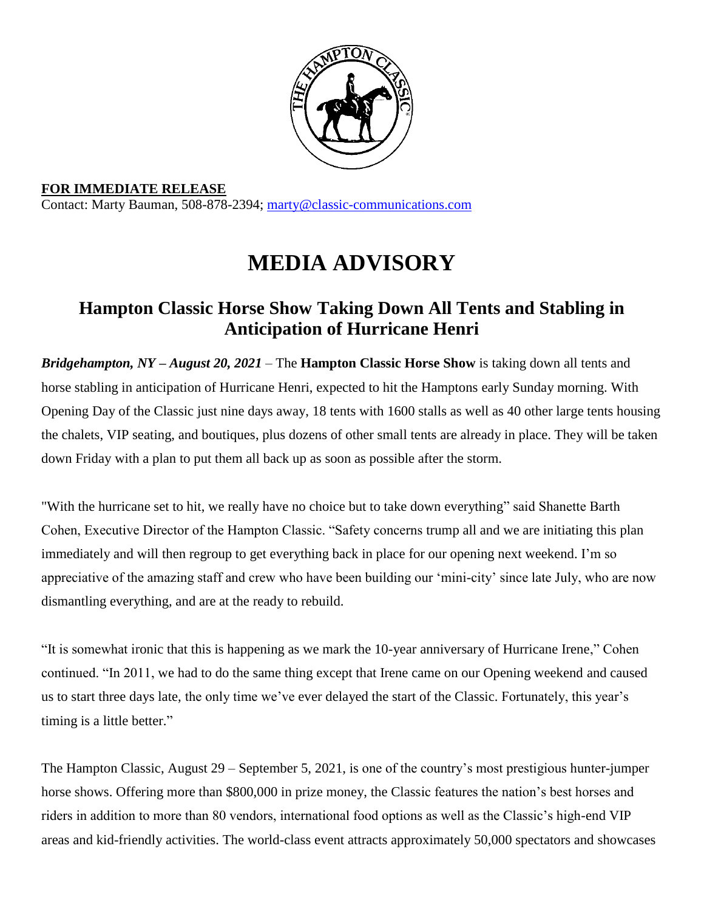**FOR IMMEDIATE RELEASE**
Contact: Marty Bauman, 508-878-2394; marty@classic-communications.com

# MEDIA ADVISORY

## Hampton Classic Horse Show Taking Down All Tents and Stabling in Anticipation of Hurricane Henri

***Bridgehampton, NY – August 20, 2021*** – The **Hampton Classic Horse Show** is taking down all tents and horse stabling in anticipation of Hurricane Henri, expected to hit the Hamptons early Sunday morning. With Opening Day of the Classic just nine days away, 18 tents with 1600 stalls as well as 40 other large tents housing the chalets, VIP seating, and boutiques, plus dozens of other small tents are already in place. They will be taken down Friday with a plan to put them all back up as soon as possible after the storm.

"With the hurricane set to hit, we really have no choice but to take down everything" said Shanette Barth Cohen, Executive Director of the Hampton Classic. "Safety concerns trump all and we are initiating this plan immediately and will then regroup to get everything back in place for our opening next weekend. I'm so appreciative of the amazing staff and crew who have been building our 'mini-city' since late July, who are now dismantling everything, and are at the ready to rebuild.

"It is somewhat ironic that this is happening as we mark the 10-year anniversary of Hurricane Irene," Cohen continued. "In 2011, we had to do the same thing except that Irene came on our Opening weekend and caused us to start three days late, the only time we've ever delayed the start of the Classic. Fortunately, this year's timing is a little better."

The Hampton Classic, August 29 – September 5, 2021, is one of the country's most prestigious hunter-jumper horse shows. Offering more than $800,000 in prize money, the Classic features the nation's best horses and riders in addition to more than 80 vendors, international food options as well as the Classic's high-end VIP areas and kid-friendly activities. The world-class event attracts approximately 50,000 spectators and showcases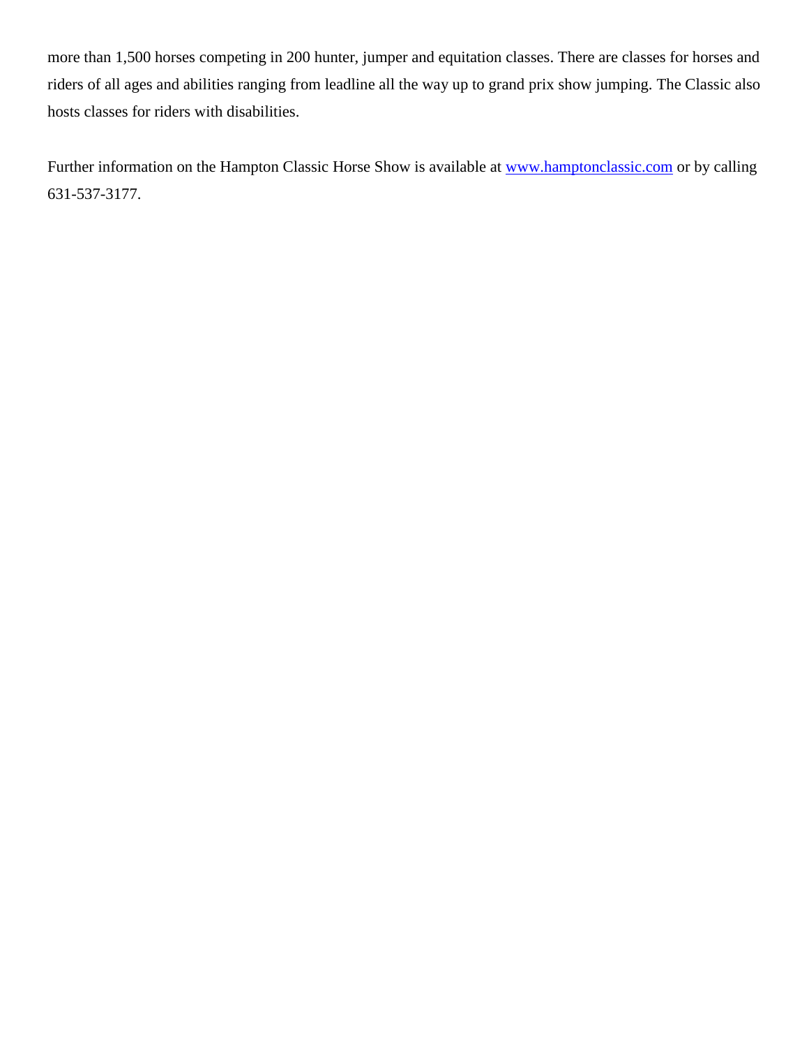more than 1,500 horses competing in 200 hunter, jumper and equitation classes. There are classes for horses and riders of all ages and abilities ranging from leadline all the way up to grand prix show jumping. The Classic also hosts classes for riders with disabilities.

Further information on the Hampton Classic Horse Show is available at [www.hamptonclassic.com](http://www.hamptonclassic.com) or by calling 631-537-3177.